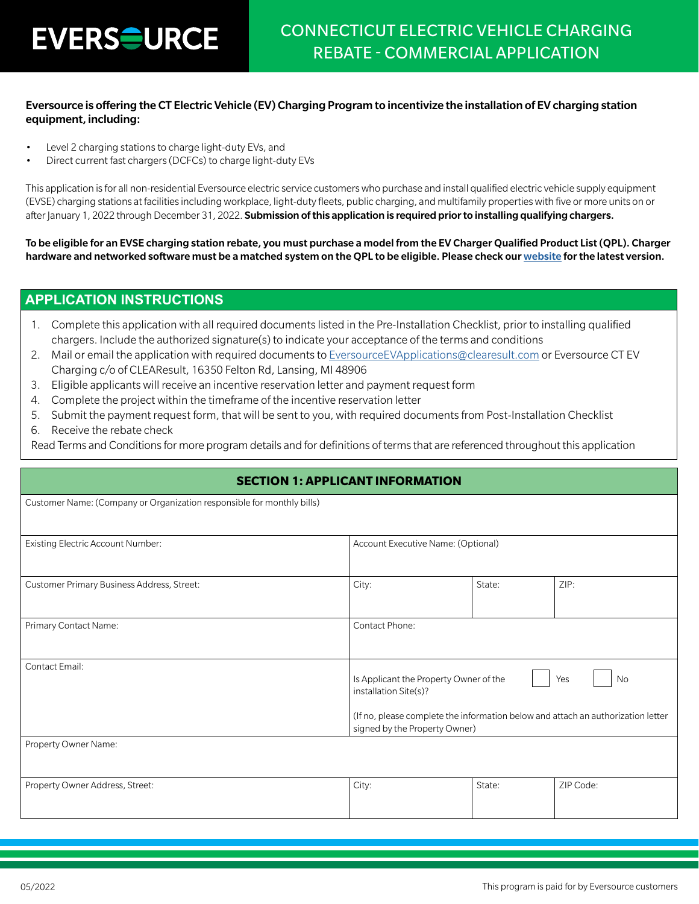# EVERSOURCE

## CONNECTICUT ELECTRIC VEHICLE CHARGING REBATE - COMMERCIAL APPLICATION

**Eversource is offering the CT Electric Vehicle (EV) Charging Program to incentivize the installation of EV charging station equipment, including:**

- Level 2 charging stations to charge light-duty EVs, and
- Direct current fast chargers (DCFCs) to charge light-duty EVs

This application is for all non-residential Eversource electric service customers who purchase and install qualified electric vehicle supply equipment (EVSE) charging stations at facilities including workplace, light-duty fleets, public charging, and multifamily properties with five or more units on or after January 1, 2022 through December 31, 2022. **Submission of this application is required prior to installing qualifying chargers.**

**To be eligible for an EVSE charging station rebate, you must purchase a model from the EV Charger Qualified Product List (QPL). Charger hardware and networked software must be a matched system on the QPL to be eligible. Please check our website for the latest version.**

## APPLICATION INSTRUCTIONS

1. Complete this application with all required documents listed in the Pre-Installation Checklist, prior to installing qualified chargers. Include the authorized signature(s) to indicate your acceptance of the terms and conditions
2. Mail or email the application with required documents to EversourceEVApplications@clearesult.com or Eversource CT EV Charging c/o of CLEAResult, 16350 Felton Rd, Lansing, MI 48906
3. Eligible applicants will receive an incentive reservation letter and payment request form
4. Complete the project within the timeframe of the incentive reservation letter
5. Submit the payment request form, that will be sent to you, with required documents from Post-Installation Checklist
6. Receive the rebate check

Read Terms and Conditions for more program details and for definitions of terms that are referenced throughout this application

## SECTION 1: APPLICANT INFORMATION

| Customer Name: (Company or Organization responsible for monthly bills) | | | |
|---|---|---|---|
| Existing Electric Account Number: | Account Executive Name: (Optional) | | |
| Customer Primary Business Address, Street: | City: | State: | ZIP: |
| Primary Contact Name: | Contact Phone: | | |
| Contact Email: | Is Applicant the Property Owner of the installation Site(s)? ☐ Yes ☐ No<br>(If no, please complete the information below and attach an authorization letter signed by the Property Owner) | | |
| Property Owner Name: | | | |
| Property Owner Address, Street: | City: | State: | ZIP Code: |

05/2022

This program is paid for by Eversource customers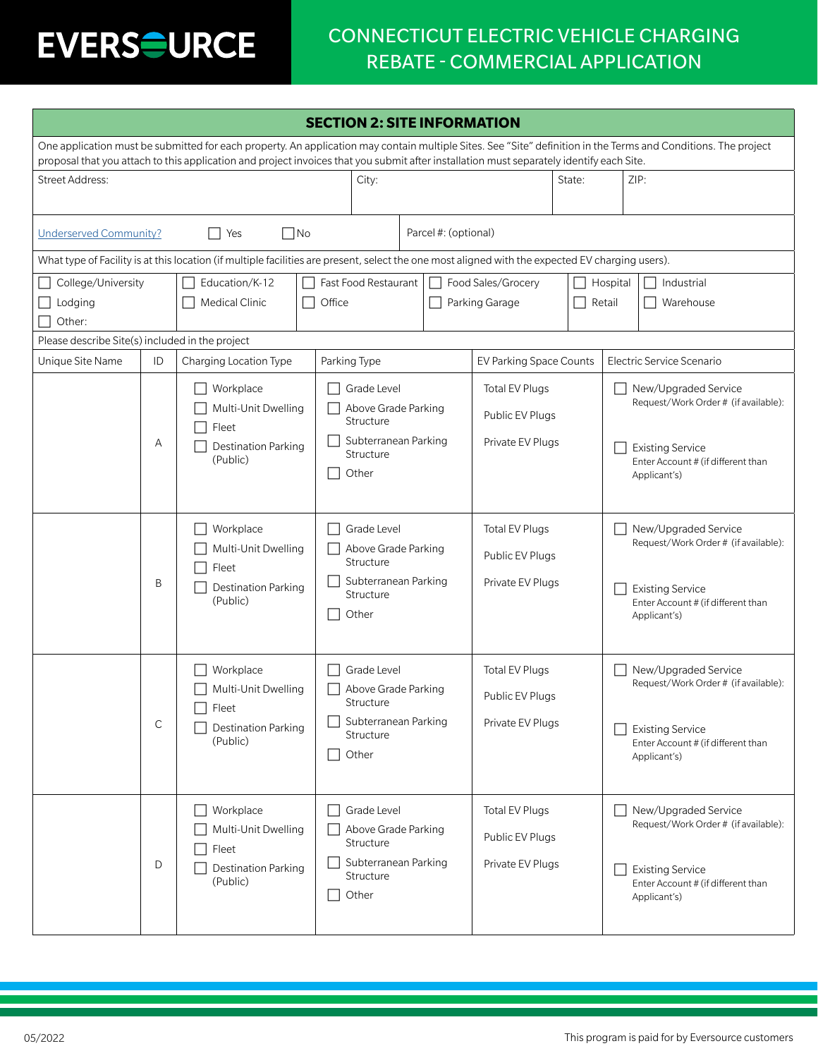# EVERSOURCE

## CONNECTICUT ELECTRIC VEHICLE CHARGING REBATE - COMMERCIAL APPLICATION

### SECTION 2: SITE INFORMATION

One application must be submitted for each property. An application may contain multiple Sites. See "Site" definition in the Terms and Conditions. The project proposal that you attach to this application and project invoices that you submit after installation must separately identify each Site.

| Street Address: | City: | State: | ZIP: |
|---|---|---|---|
| | | | |

Underserved Community? ☐ Yes ☐ No

Parcel #: (optional)

What type of Facility is at this location (if multiple facilities are present, select the one most aligned with the expected EV charging users).

| | | | | | |
|---|---|---|---|---|---|
| ☐ College/University | ☐ Education/K-12 | ☐ Fast Food Restaurant | ☐ Food Sales/Grocery | ☐ Hospital | ☐ Industrial |
| ☐ Lodging | ☐ Medical Clinic | ☐ Office | ☐ Parking Garage | ☐ Retail | ☐ Warehouse |
| ☐ Other: | | | | | |

Please describe Site(s) included in the project

| Unique Site Name | ID | Charging Location Type | Parking Type | EV Parking Space Counts | Electric Service Scenario |
|---|---|---|---|---|---|
| | A | ☐ Workplace<br>☐ Multi-Unit Dwelling<br>☐ Fleet<br>☐ Destination Parking (Public) | ☐ Grade Level<br>☐ Above Grade Parking Structure<br>☐ Subterranean Parking Structure<br>☐ Other | Total EV Plugs<br>Public EV Plugs<br>Private EV Plugs | ☐ New/Upgraded Service Request/Work Order # (if available):<br>☐ Existing Service Enter Account # (if different than Applicant's) |
| | B | ☐ Workplace<br>☐ Multi-Unit Dwelling<br>☐ Fleet<br>☐ Destination Parking (Public) | ☐ Grade Level<br>☐ Above Grade Parking Structure<br>☐ Subterranean Parking Structure<br>☐ Other | Total EV Plugs<br>Public EV Plugs<br>Private EV Plugs | ☐ New/Upgraded Service Request/Work Order # (if available):<br>☐ Existing Service Enter Account # (if different than Applicant's) |
| | C | ☐ Workplace<br>☐ Multi-Unit Dwelling<br>☐ Fleet<br>☐ Destination Parking (Public) | ☐ Grade Level<br>☐ Above Grade Parking Structure<br>☐ Subterranean Parking Structure<br>☐ Other | Total EV Plugs<br>Public EV Plugs<br>Private EV Plugs | ☐ New/Upgraded Service Request/Work Order # (if available):<br>☐ Existing Service Enter Account # (if different than Applicant's) |
| | D | ☐ Workplace<br>☐ Multi-Unit Dwelling<br>☐ Fleet<br>☐ Destination Parking (Public) | ☐ Grade Level<br>☐ Above Grade Parking Structure<br>☐ Subterranean Parking Structure<br>☐ Other | Total EV Plugs<br>Public EV Plugs<br>Private EV Plugs | ☐ New/Upgraded Service Request/Work Order # (if available):<br>☐ Existing Service Enter Account # (if different than Applicant's) |

05/2022

This program is paid for by Eversource customers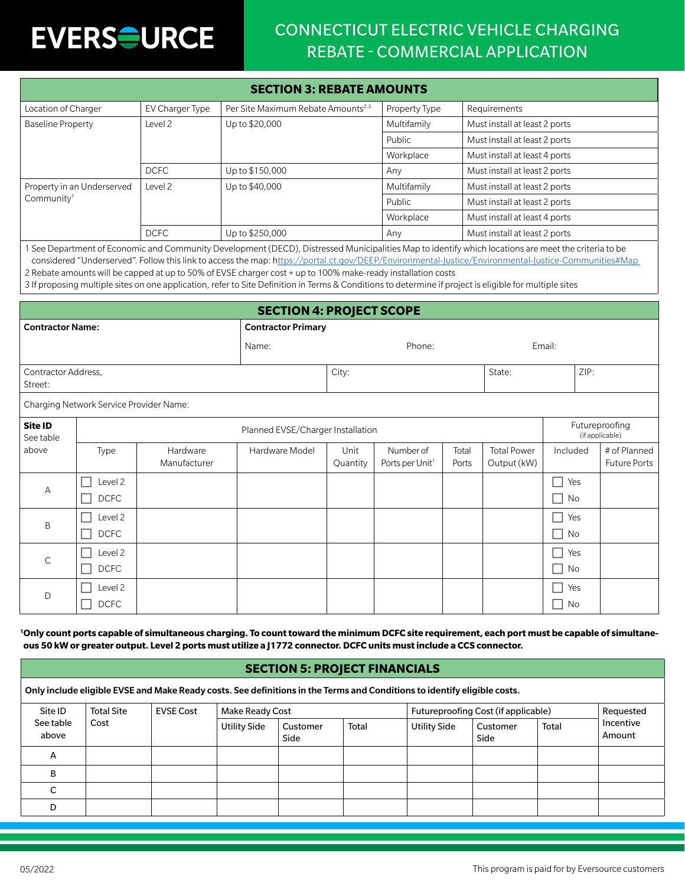# EVERSOURCE

## CONNECTICUT ELECTRIC VEHICLE CHARGING REBATE - COMMERCIAL APPLICATION

### SECTION 3: REBATE AMOUNTS

| Location of Charger | EV Charger Type | Per Site Maximum Rebate Amounts[2,3] | Property Type | Requirements |
|---|---|---|---|---|
| Baseline Property | Level 2 | Up to $20,000 | Multifamily | Must install at least 2 ports |
| | | | Public | Must install at least 2 ports |
| | | | Workplace | Must install at least 4 ports |
| | DCFC | Up to $150,000 | Any | Must install at least 2 ports |
| Property in an Underserved Community[1] | Level 2 | Up to $40,000 | Multifamily | Must install at least 2 ports |
| | | | Public | Must install at least 2 ports |
| | | | Workplace | Must install at least 4 ports |
| | DCFC | Up to $250,000 | Any | Must install at least 2 ports |

1 See Department of Economic and Community Development (DECD), Distressed Municipalities Map to identify which locations are meet the criteria to be considered "Underserved". Follow this link to access the map: https://portal.ct.gov/DEEP/Environmental-Justice/Environmental-Justice-Communities#Map

2 Rebate amounts will be capped at up to 50% of EVSE charger cost + up to 100% make-ready installation costs

3 If proposing multiple sites on one application, refer to Site Definition in Terms & Conditions to determine if project is eligible for multiple sites

### SECTION 4: PROJECT SCOPE

**Contractor Name:**

**Contractor Primary**

Name: Phone: Email:

Contractor Address, Street: City: State: ZIP:

Charging Network Service Provider Name:

| Site ID See table above | Planned EVSE/Charger Installation | | | | | | | Futureproofing (if applicable) | |
|---|---|---|---|---|---|---|---|---|---|
| | Type | Hardware Manufacturer | Hardware Model | Unit Quantity | Number of Ports per Unit[1] | Total Ports | Total Power Output (kW) | Included | # of Planned Future Ports |
| A | ☐ Level 2 ☐ DCFC | | | | | | | ☐ Yes ☐ No | |
| B | ☐ Level 2 ☐ DCFC | | | | | | | ☐ Yes ☐ No | |
| C | ☐ Level 2 ☐ DCFC | | | | | | | ☐ Yes ☐ No | |
| D | ☐ Level 2 ☐ DCFC | | | | | | | ☐ Yes ☐ No | |

**[1]Only count ports capable of simultaneous charging. To count toward the minimum DCFC site requirement, each port must be capable of simultaneous 50 kW or greater output. Level 2 ports must utilize a J1772 connector. DCFC units must include a CCS connector.**

### SECTION 5: PROJECT FINANCIALS

**Only include eligible EVSE and Make Ready costs. See definitions in the Terms and Conditions to identify eligible costs.**

| Site ID See table above | Total Site Cost | EVSE Cost | Make Ready Cost | | | Futureproofing Cost (if applicable) | | | Requested Incentive Amount |
|---|---|---|---|---|---|---|---|---|---|
| | | | Utility Side | Customer Side | Total | Utility Side | Customer Side | Total | |
| A | | | | | | | | | |
| B | | | | | | | | | |
| C | | | | | | | | | |
| D | | | | | | | | | |

05/2022

This program is paid for by Eversource customers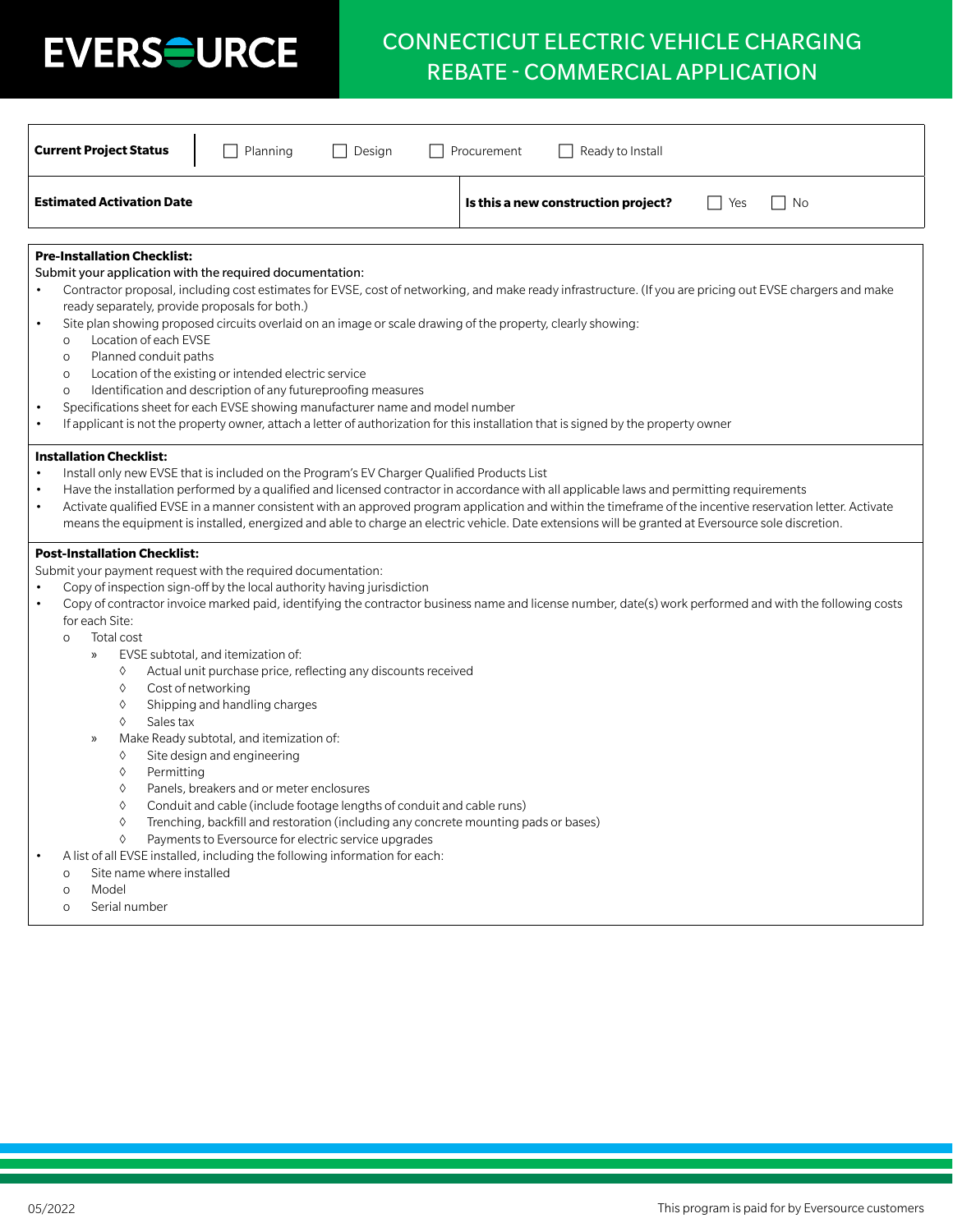# CONNECTICUT ELECTRIC VEHICLE CHARGING REBATE - COMMERCIAL APPLICATION

| **Current Project Status** | ☐ Planning ☐ Design ☐ Procurement ☐ Ready to Install |
|---|---|
| **Estimated Activation Date** | **Is this a new construction project?** ☐ Yes ☐ No |

**Pre-Installation Checklist:**

Submit your application with the required documentation:

- Contractor proposal, including cost estimates for EVSE, cost of networking, and make ready infrastructure. (If you are pricing out EVSE chargers and make ready separately, provide proposals for both.)
- Site plan showing proposed circuits overlaid on an image or scale drawing of the property, clearly showing:
  - Location of each EVSE
  - Planned conduit paths
  - Location of the existing or intended electric service
  - Identification and description of any futureproofing measures
- Specifications sheet for each EVSE showing manufacturer name and model number
- If applicant is not the property owner, attach a letter of authorization for this installation that is signed by the property owner

**Installation Checklist:**

- Install only new EVSE that is included on the Program's EV Charger Qualified Products List
- Have the installation performed by a qualified and licensed contractor in accordance with all applicable laws and permitting requirements
- Activate qualified EVSE in a manner consistent with an approved program application and within the timeframe of the incentive reservation letter. Activate means the equipment is installed, energized and able to charge an electric vehicle. Date extensions will be granted at Eversource sole discretion.

**Post-Installation Checklist:**

Submit your payment request with the required documentation:

- Copy of inspection sign-off by the local authority having jurisdiction
- Copy of contractor invoice marked paid, identifying the contractor business name and license number, date(s) work performed and with the following costs for each Site:
  - Total cost
    - EVSE subtotal, and itemization of:
      - Actual unit purchase price, reflecting any discounts received
      - Cost of networking
      - Shipping and handling charges
      - Sales tax
    - Make Ready subtotal, and itemization of:
      - Site design and engineering
      - Permitting
      - Panels, breakers and or meter enclosures
      - Conduit and cable (include footage lengths of conduit and cable runs)
      - Trenching, backfill and restoration (including any concrete mounting pads or bases)
      - Payments to Eversource for electric service upgrades
- A list of all EVSE installed, including the following information for each:
  - Site name where installed
  - Model
  - Serial number

05/2022

This program is paid for by Eversource customers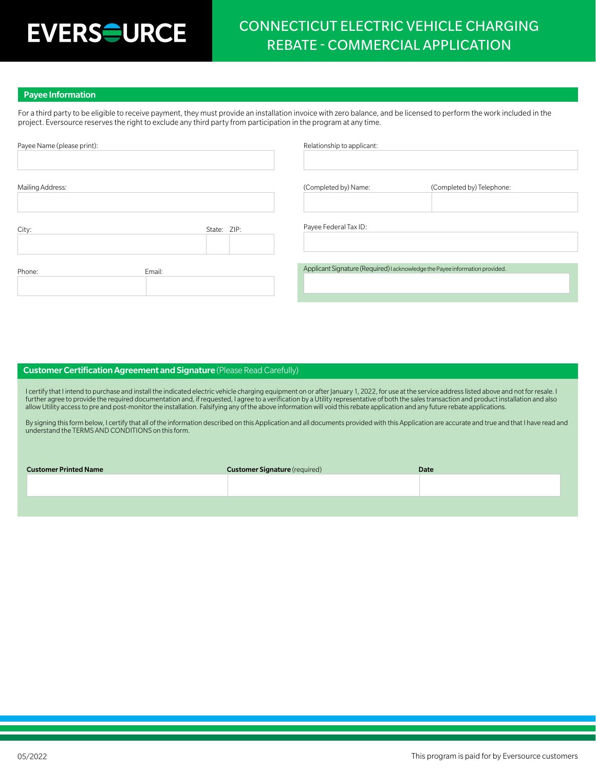# CONNECTICUT ELECTRIC VEHICLE CHARGING REBATE - COMMERCIAL APPLICATION

## Payee Information

For a third party to be eligible to receive payment, they must provide an installation invoice with zero balance, and be licensed to perform the work included in the project. Eversource reserves the right to exclude any third party from participation in the program at any time.

| Payee Name (please print): | Relationship to applicant: |
|---|---|
| | |

| Mailing Address: | (Completed by) Name: | (Completed by) Telephone: |
|---|---|---|
| | | |

| City: | State: | ZIP: | Payee Federal Tax ID: |
|---|---|---|---|
| | | | |

| Phone: | Email: |
|---|---|
| | |

**Applicant Signature (Required)** I acknowledge the Payee information provided.

## Customer Certification Agreement and Signature (Please Read Carefully)

I certify that I intend to purchase and install the indicated electric vehicle charging equipment on or after January 1, 2022, for use at the service address listed above and not for resale. I further agree to provide the required documentation and, if requested, I agree to a verification by a Utility representative of both the sales transaction and product installation and also allow Utility access to pre and post-monitor the installation. Falsifying any of the above information will void this rebate application and any future rebate applications.

By signing this form below, I certify that all of the information described on this Application and all documents provided with this Application are accurate and true and that I have read and understand the TERMS AND CONDITIONS on this form.

| **Customer Printed Name** | **Customer Signature** (required) | **Date** |
|---|---|---|
| | | |

05/2022

This program is paid for by Eversource customers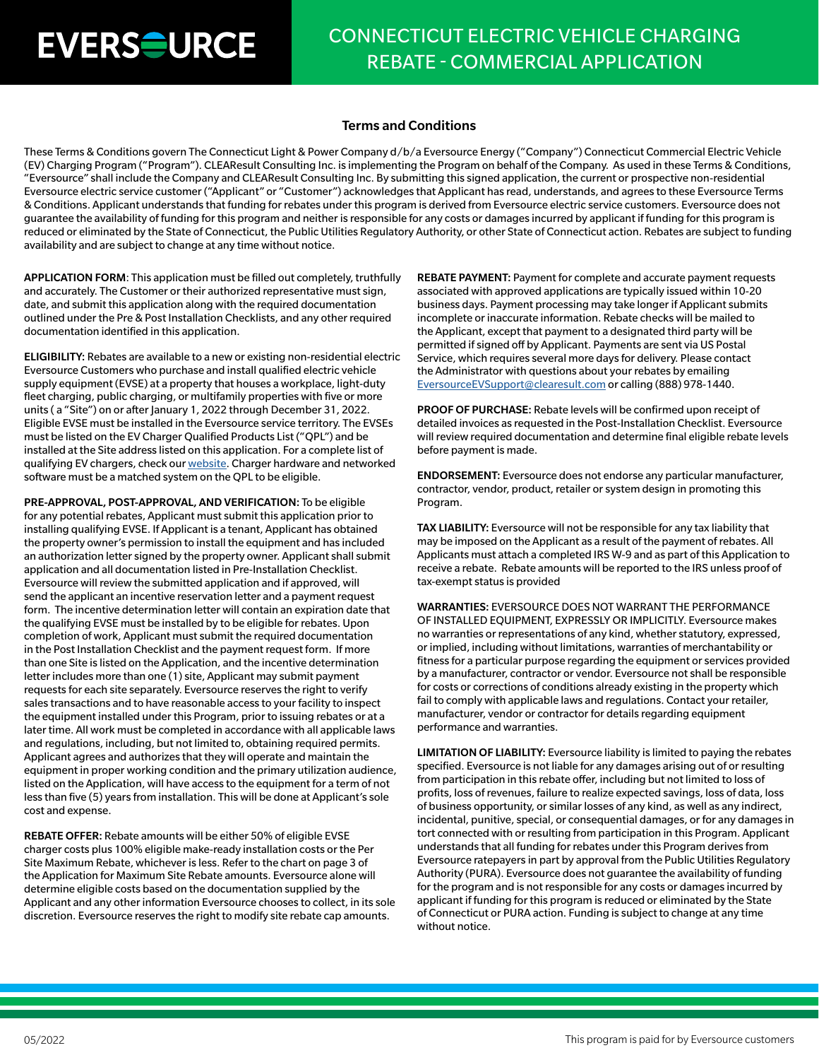# CONNECTICUT ELECTRIC VEHICLE CHARGING REBATE - COMMERCIAL APPLICATION

## Terms and Conditions

These Terms & Conditions govern The Connecticut Light & Power Company d/b/a Eversource Energy ("Company") Connecticut Commercial Electric Vehicle (EV) Charging Program ("Program"). CLEAResult Consulting Inc. is implementing the Program on behalf of the Company. As used in these Terms & Conditions, "Eversource" shall include the Company and CLEAResult Consulting Inc. By submitting this signed application, the current or prospective non-residential Eversource electric service customer ("Applicant" or "Customer") acknowledges that Applicant has read, understands, and agrees to these Eversource Terms & Conditions. Applicant understands that funding for rebates under this program is derived from Eversource electric service customers. Eversource does not guarantee the availability of funding for this program and neither is responsible for any costs or damages incurred by applicant if funding for this program is reduced or eliminated by the State of Connecticut, the Public Utilities Regulatory Authority, or other State of Connecticut action. Rebates are subject to funding availability and are subject to change at any time without notice.

**APPLICATION FORM**: This application must be filled out completely, truthfully and accurately. The Customer or their authorized representative must sign, date, and submit this application along with the required documentation outlined under the Pre & Post Installation Checklists, and any other required documentation identified in this application.

**ELIGIBILITY:** Rebates are available to a new or existing non-residential electric Eversource Customers who purchase and install qualified electric vehicle supply equipment (EVSE) at a property that houses a workplace, light-duty fleet charging, public charging, or multifamily properties with five or more units ( a "Site") on or after January 1, 2022 through December 31, 2022. Eligible EVSE must be installed in the Eversource service territory. The EVSEs must be listed on the EV Charger Qualified Products List ("QPL") and be installed at the Site address listed on this application. For a complete list of qualifying EV chargers, check our website. Charger hardware and networked software must be a matched system on the QPL to be eligible.

**PRE-APPROVAL, POST-APPROVAL, AND VERIFICATION:** To be eligible for any potential rebates, Applicant must submit this application prior to installing qualifying EVSE. If Applicant is a tenant, Applicant has obtained the property owner's permission to install the equipment and has included an authorization letter signed by the property owner. Applicant shall submit application and all documentation listed in Pre-Installation Checklist. Eversource will review the submitted application and if approved, will send the applicant an incentive reservation letter and a payment request form. The incentive determination letter will contain an expiration date that the qualifying EVSE must be installed by to be eligible for rebates. Upon completion of work, Applicant must submit the required documentation in the Post Installation Checklist and the payment request form. If more than one Site is listed on the Application, and the incentive determination letter includes more than one (1) site, Applicant may submit payment requests for each site separately. Eversource reserves the right to verify sales transactions and to have reasonable access to your facility to inspect the equipment installed under this Program, prior to issuing rebates or at a later time. All work must be completed in accordance with all applicable laws and regulations, including, but not limited to, obtaining required permits. Applicant agrees and authorizes that they will operate and maintain the equipment in proper working condition and the primary utilization audience, listed on the Application, will have access to the equipment for a term of not less than five (5) years from installation. This will be done at Applicant's sole cost and expense.

**REBATE OFFER:** Rebate amounts will be either 50% of eligible EVSE charger costs plus 100% eligible make-ready installation costs or the Per Site Maximum Rebate, whichever is less. Refer to the chart on page 3 of the Application for Maximum Site Rebate amounts. Eversource alone will determine eligible costs based on the documentation supplied by the Applicant and any other information Eversource chooses to collect, in its sole discretion. Eversource reserves the right to modify site rebate cap amounts.

**REBATE PAYMENT:** Payment for complete and accurate payment requests associated with approved applications are typically issued within 10-20 business days. Payment processing may take longer if Applicant submits incomplete or inaccurate information. Rebate checks will be mailed to the Applicant, except that payment to a designated third party will be permitted if signed off by Applicant. Payments are sent via US Postal Service, which requires several more days for delivery. Please contact the Administrator with questions about your rebates by emailing EversourceEVSupport@clearesult.com or calling (888) 978-1440.

**PROOF OF PURCHASE:** Rebate levels will be confirmed upon receipt of detailed invoices as requested in the Post-Installation Checklist. Eversource will review required documentation and determine final eligible rebate levels before payment is made.

**ENDORSEMENT:** Eversource does not endorse any particular manufacturer, contractor, vendor, product, retailer or system design in promoting this Program.

**TAX LIABILITY:** Eversource will not be responsible for any tax liability that may be imposed on the Applicant as a result of the payment of rebates. All Applicants must attach a completed IRS W-9 and as part of this Application to receive a rebate. Rebate amounts will be reported to the IRS unless proof of tax-exempt status is provided

**WARRANTIES:** EVERSOURCE DOES NOT WARRANT THE PERFORMANCE OF INSTALLED EQUIPMENT, EXPRESSLY OR IMPLICITLY. Eversource makes no warranties or representations of any kind, whether statutory, expressed, or implied, including without limitations, warranties of merchantability or fitness for a particular purpose regarding the equipment or services provided by a manufacturer, contractor or vendor. Eversource not shall be responsible for costs or corrections of conditions already existing in the property which fail to comply with applicable laws and regulations. Contact your retailer, manufacturer, vendor or contractor for details regarding equipment performance and warranties.

**LIMITATION OF LIABILITY:** Eversource liability is limited to paying the rebates specified. Eversource is not liable for any damages arising out of or resulting from participation in this rebate offer, including but not limited to loss of profits, loss of revenues, failure to realize expected savings, loss of data, loss of business opportunity, or similar losses of any kind, as well as any indirect, incidental, punitive, special, or consequential damages, or for any damages in tort connected with or resulting from participation in this Program. Applicant understands that all funding for rebates under this Program derives from Eversource ratepayers in part by approval from the Public Utilities Regulatory Authority (PURA). Eversource does not guarantee the availability of funding for the program and is not responsible for any costs or damages incurred by applicant if funding for this program is reduced or eliminated by the State of Connecticut or PURA action. Funding is subject to change at any time without notice.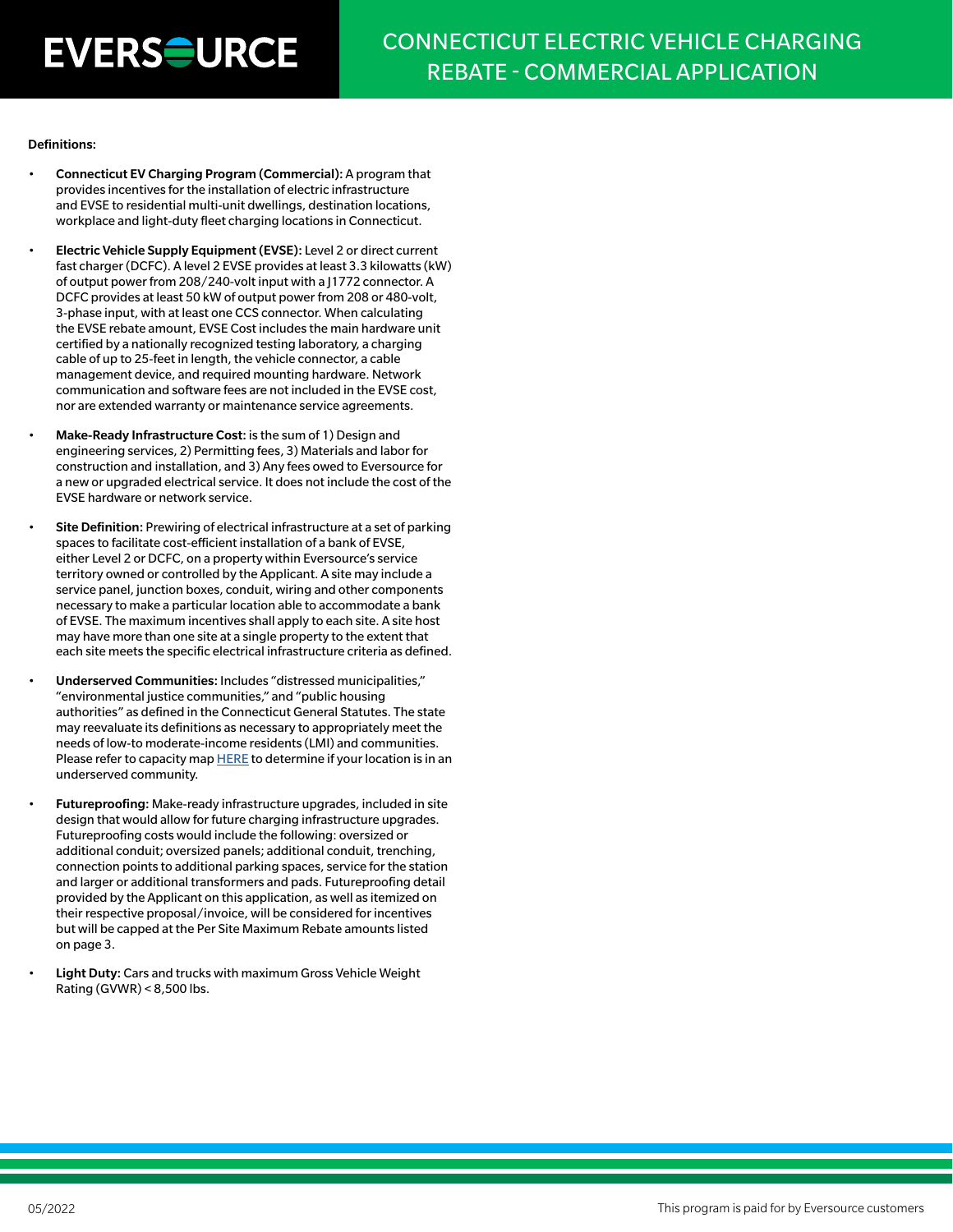**Definitions:**

- **Connecticut EV Charging Program (Commercial):** A program that provides incentives for the installation of electric infrastructure and EVSE to residential multi-unit dwellings, destination locations, workplace and light-duty fleet charging locations in Connecticut.

- **Electric Vehicle Supply Equipment (EVSE):** Level 2 or direct current fast charger (DCFC). A level 2 EVSE provides at least 3.3 kilowatts (kW) of output power from 208/240-volt input with a J1772 connector. A DCFC provides at least 50 kW of output power from 208 or 480-volt, 3-phase input, with at least one CCS connector. When calculating the EVSE rebate amount, EVSE Cost includes the main hardware unit certified by a nationally recognized testing laboratory, a charging cable of up to 25-feet in length, the vehicle connector, a cable management device, and required mounting hardware. Network communication and software fees are not included in the EVSE cost, nor are extended warranty or maintenance service agreements.

- **Make-Ready Infrastructure Cost:** is the sum of 1) Design and engineering services, 2) Permitting fees, 3) Materials and labor for construction and installation, and 3) Any fees owed to Eversource for a new or upgraded electrical service. It does not include the cost of the EVSE hardware or network service.

- **Site Definition:** Prewiring of electrical infrastructure at a set of parking spaces to facilitate cost-efficient installation of a bank of EVSE, either Level 2 or DCFC, on a property within Eversource's service territory owned or controlled by the Applicant. A site may include a service panel, junction boxes, conduit, wiring and other components necessary to make a particular location able to accommodate a bank of EVSE. The maximum incentives shall apply to each site. A site host may have more than one site at a single property to the extent that each site meets the specific electrical infrastructure criteria as defined.

- **Underserved Communities:** Includes "distressed municipalities," "environmental justice communities," and "public housing authorities" as defined in the Connecticut General Statutes. The state may reevaluate its definitions as necessary to appropriately meet the needs of low-to moderate-income residents (LMI) and communities. Please refer to capacity map HERE to determine if your location is in an underserved community.

- **Futureproofing:** Make-ready infrastructure upgrades, included in site design that would allow for future charging infrastructure upgrades. Futureproofing costs would include the following: oversized or additional conduit; oversized panels; additional conduit, trenching, connection points to additional parking spaces, service for the station and larger or additional transformers and pads. Futureproofing detail provided by the Applicant on this application, as well as itemized on their respective proposal/invoice, will be considered for incentives but will be capped at the Per Site Maximum Rebate amounts listed on page 3.

- **Light Duty:** Cars and trucks with maximum Gross Vehicle Weight Rating (GVWR) < 8,500 lbs.